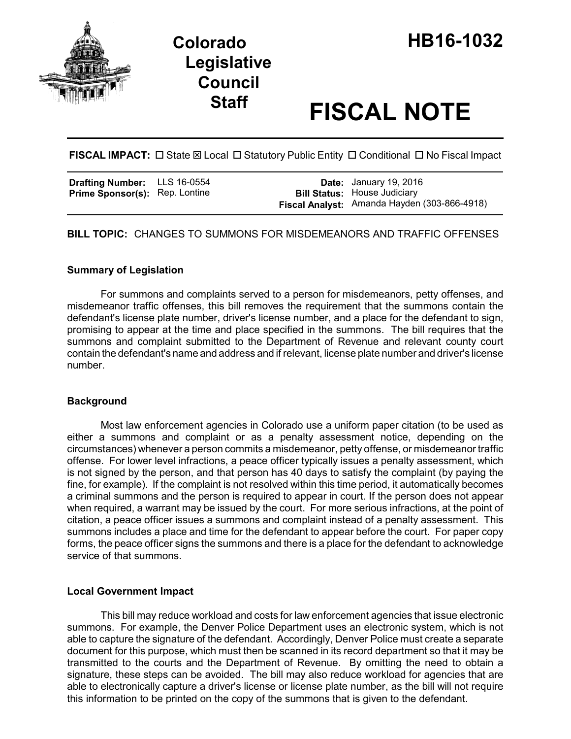# Colorado Legislative Council Staff

# HB16-1032

# FISCAL NOTE

**FISCAL IMPACT:** ☐ State ☒ Local ☐ Statutory Public Entity ☐ Conditional ☐ No Fiscal Impact

| | | | |
|---|---|---|---|
| **Drafting Number:** | LLS 16-0554 | **Date:** | January 19, 2016 |
| **Prime Sponsor(s):** | Rep. Lontine | **Bill Status:** | House Judiciary |
| | | **Fiscal Analyst:** | Amanda Hayden (303-866-4918) |

**BILL TOPIC:** CHANGES TO SUMMONS FOR MISDEMEANORS AND TRAFFIC OFFENSES

### Summary of Legislation

For summons and complaints served to a person for misdemeanors, petty offenses, and misdemeanor traffic offenses, this bill removes the requirement that the summons contain the defendant's license plate number, driver's license number, and a place for the defendant to sign, promising to appear at the time and place specified in the summons. The bill requires that the summons and complaint submitted to the Department of Revenue and relevant county court contain the defendant's name and address and if relevant, license plate number and driver's license number.

### Background

Most law enforcement agencies in Colorado use a uniform paper citation (to be used as either a summons and complaint or as a penalty assessment notice, depending on the circumstances) whenever a person commits a misdemeanor, petty offense, or misdemeanor traffic offense. For lower level infractions, a peace officer typically issues a penalty assessment, which is not signed by the person, and that person has 40 days to satisfy the complaint (by paying the fine, for example). If the complaint is not resolved within this time period, it automatically becomes a criminal summons and the person is required to appear in court. If the person does not appear when required, a warrant may be issued by the court. For more serious infractions, at the point of citation, a peace officer issues a summons and complaint instead of a penalty assessment. This summons includes a place and time for the defendant to appear before the court. For paper copy forms, the peace officer signs the summons and there is a place for the defendant to acknowledge service of that summons.

### Local Government Impact

This bill may reduce workload and costs for law enforcement agencies that issue electronic summons. For example, the Denver Police Department uses an electronic system, which is not able to capture the signature of the defendant. Accordingly, Denver Police must create a separate document for this purpose, which must then be scanned in its record department so that it may be transmitted to the courts and the Department of Revenue. By omitting the need to obtain a signature, these steps can be avoided. The bill may also reduce workload for agencies that are able to electronically capture a driver's license or license plate number, as the bill will not require this information to be printed on the copy of the summons that is given to the defendant.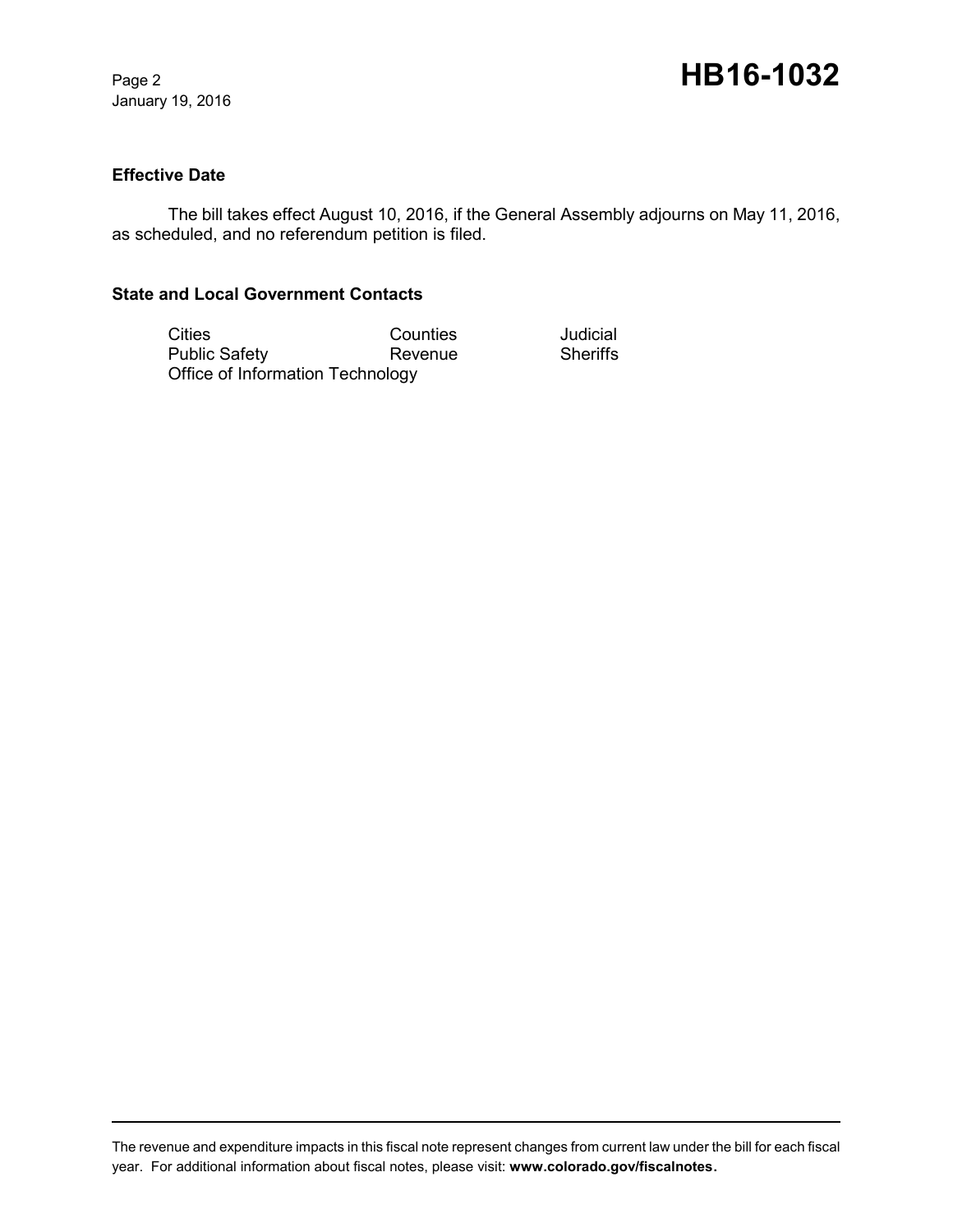## Effective Date

The bill takes effect August 10, 2016, if the General Assembly adjourns on May 11, 2016, as scheduled, and no referendum petition is filed.

## State and Local Government Contacts

| | | |
|---|---|---|
| Cities | Counties | Judicial |
| Public Safety | Revenue | Sheriffs |
| Office of Information Technology | | |

The revenue and expenditure impacts in this fiscal note represent changes from current law under the bill for each fiscal year. For additional information about fiscal notes, please visit: **www.colorado.gov/fiscalnotes.**